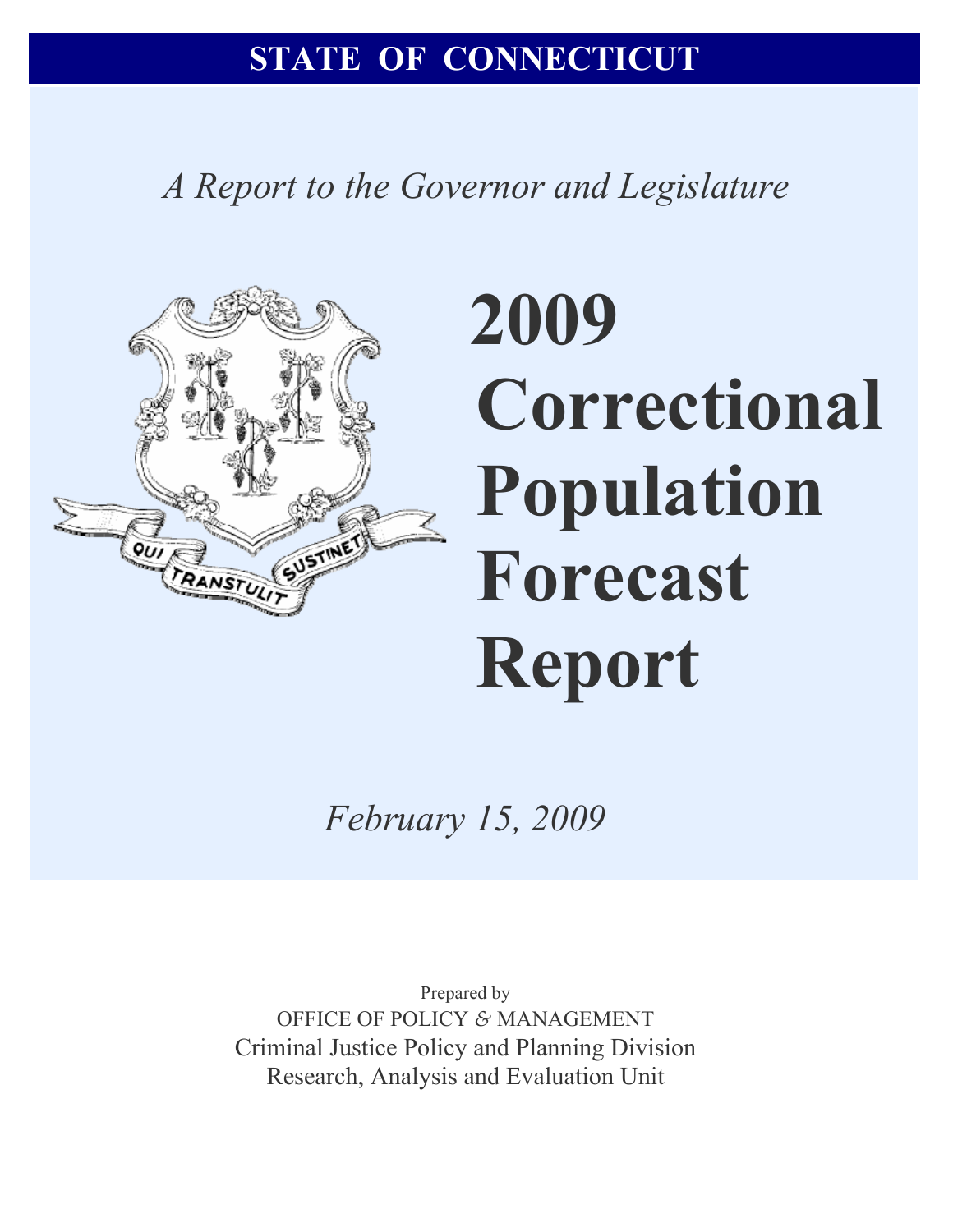# STATE OF CONNECTICUT

*A Report to the Governor and Legislature*

# 2009 Correctional Population Forecast Report

*February 15, 2009*

Prepared by
OFFICE OF POLICY & MANAGEMENT
Criminal Justice Policy and Planning Division
Research, Analysis and Evaluation Unit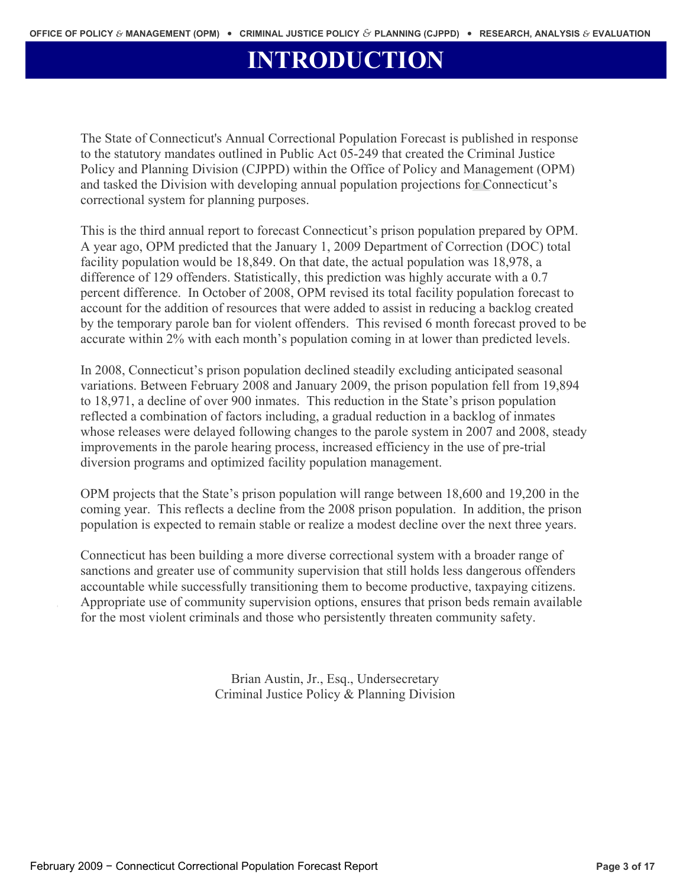# INTRODUCTION

The State of Connecticut's Annual Correctional Population Forecast is published in response to the statutory mandates outlined in Public Act 05-249 that created the Criminal Justice Policy and Planning Division (CJPPD) within the Office of Policy and Management (OPM) and tasked the Division with developing annual population projections for Connecticut's correctional system for planning purposes.

This is the third annual report to forecast Connecticut's prison population prepared by OPM. A year ago, OPM predicted that the January 1, 2009 Department of Correction (DOC) total facility population would be 18,849. On that date, the actual population was 18,978, a difference of 129 offenders. Statistically, this prediction was highly accurate with a 0.7 percent difference. In October of 2008, OPM revised its total facility population forecast to account for the addition of resources that were added to assist in reducing a backlog created by the temporary parole ban for violent offenders. This revised 6 month forecast proved to be accurate within 2% with each month's population coming in at lower than predicted levels.

In 2008, Connecticut's prison population declined steadily excluding anticipated seasonal variations. Between February 2008 and January 2009, the prison population fell from 19,894 to 18,971, a decline of over 900 inmates. This reduction in the State's prison population reflected a combination of factors including, a gradual reduction in a backlog of inmates whose releases were delayed following changes to the parole system in 2007 and 2008, steady improvements in the parole hearing process, increased efficiency in the use of pre-trial diversion programs and optimized facility population management.

OPM projects that the State's prison population will range between 18,600 and 19,200 in the coming year. This reflects a decline from the 2008 prison population. In addition, the prison population is expected to remain stable or realize a modest decline over the next three years.

Connecticut has been building a more diverse correctional system with a broader range of sanctions and greater use of community supervision that still holds less dangerous offenders accountable while successfully transitioning them to become productive, taxpaying citizens. Appropriate use of community supervision options, ensures that prison beds remain available for the most violent criminals and those who persistently threaten community safety.

Brian Austin, Jr., Esq., Undersecretary
Criminal Justice Policy & Planning Division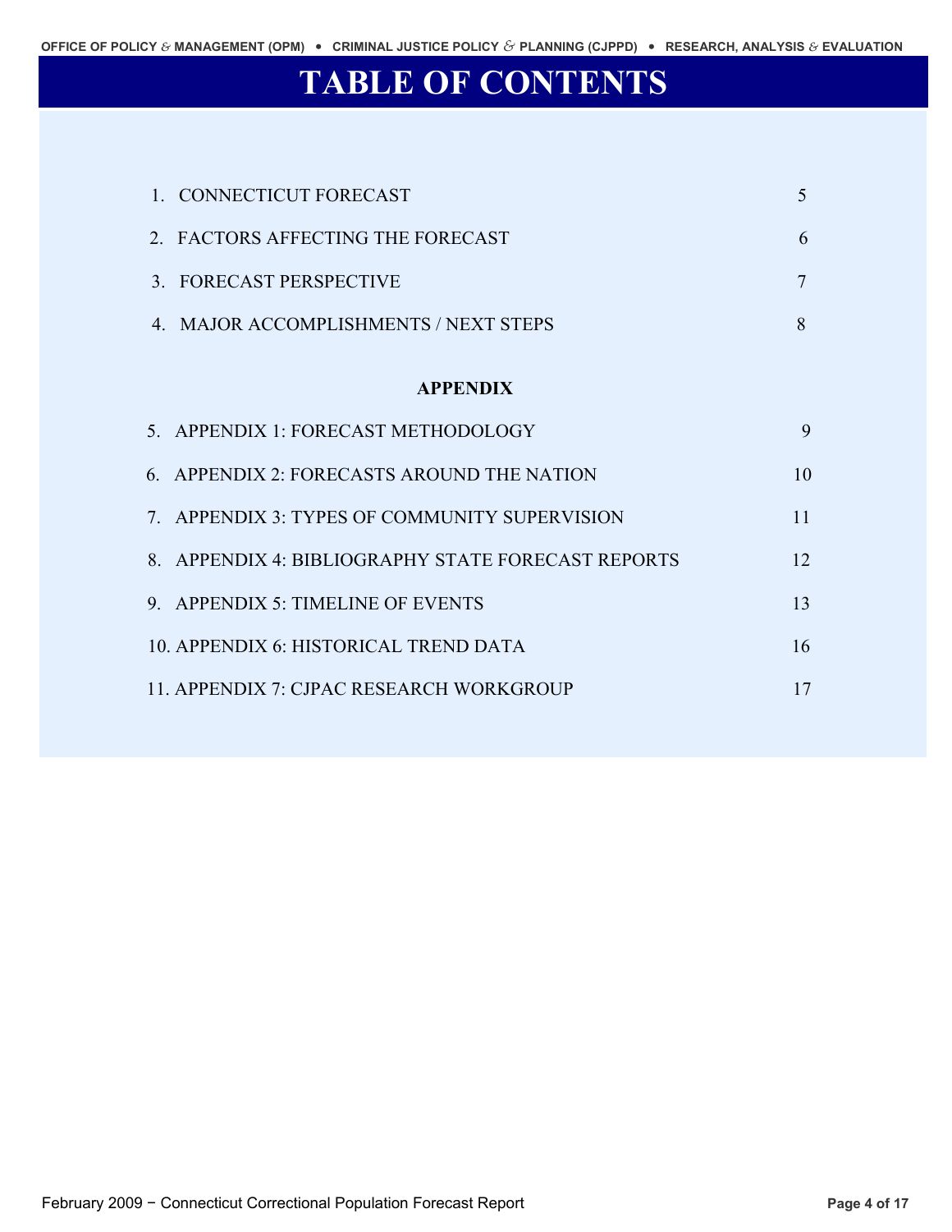# TABLE OF CONTENTS

| | |
|---|---|
| 1. CONNECTICUT FORECAST | 5 |
| 2. FACTORS AFFECTING THE FORECAST | 6 |
| 3. FORECAST PERSPECTIVE | 7 |
| 4. MAJOR ACCOMPLISHMENTS / NEXT STEPS | 8 |

**APPENDIX**

| | |
|---|---|
| 5. APPENDIX 1: FORECAST METHODOLOGY | 9 |
| 6. APPENDIX 2: FORECASTS AROUND THE NATION | 10 |
| 7. APPENDIX 3: TYPES OF COMMUNITY SUPERVISION | 11 |
| 8. APPENDIX 4: BIBLIOGRAPHY STATE FORECAST REPORTS | 12 |
| 9. APPENDIX 5: TIMELINE OF EVENTS | 13 |
| 10. APPENDIX 6: HISTORICAL TREND DATA | 16 |
| 11. APPENDIX 7: CJPAC RESEARCH WORKGROUP | 17 |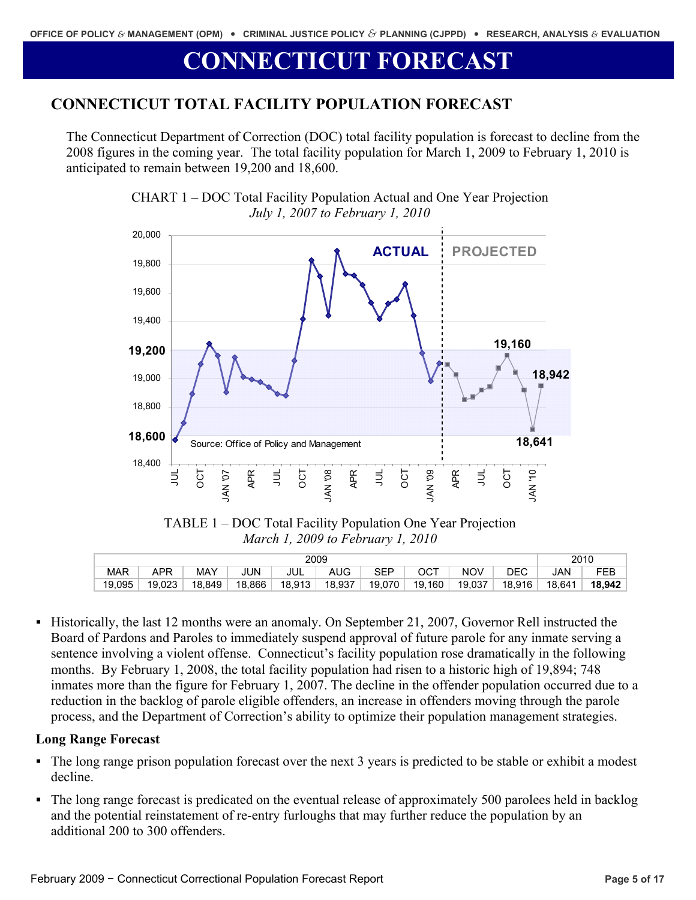# CONNECTICUT FORECAST

## CONNECTICUT TOTAL FACILITY POPULATION FORECAST

The Connecticut Department of Correction (DOC) total facility population is forecast to decline from the 2008 figures in the coming year. The total facility population for March 1, 2009 to February 1, 2010 is anticipated to remain between 19,200 and 18,600.

CHART 1 – DOC Total Facility Population Actual and One Year Projection
*July 1, 2007 to February 1, 2010*

TABLE 1 – DOC Total Facility Population One Year Projection
*March 1, 2009 to February 1, 2010*

| 2009 | | | | | | | | | | 2010 | |
|---|---|---|---|---|---|---|---|---|---|---|---|
| MAR | APR | MAY | JUN | JUL | AUG | SEP | OCT | NOV | DEC | JAN | FEB |
| 19,095 | 19,023 | 18,849 | 18,866 | 18,913 | 18,937 | 19,070 | 19,160 | 19,037 | 18,916 | 18,641 | **18,942** |

- Historically, the last 12 months were an anomaly. On September 21, 2007, Governor Rell instructed the Board of Pardons and Paroles to immediately suspend approval of future parole for any inmate serving a sentence involving a violent offense. Connecticut's facility population rose dramatically in the following months. By February 1, 2008, the total facility population had risen to a historic high of 19,894; 748 inmates more than the figure for February 1, 2007. The decline in the offender population occurred due to a reduction in the backlog of parole eligible offenders, an increase in offenders moving through the parole process, and the Department of Correction's ability to optimize their population management strategies.

### Long Range Forecast

- The long range prison population forecast over the next 3 years is predicted to be stable or exhibit a modest decline.
- The long range forecast is predicated on the eventual release of approximately 500 parolees held in backlog and the potential reinstatement of re-entry furloughs that may further reduce the population by an additional 200 to 300 offenders.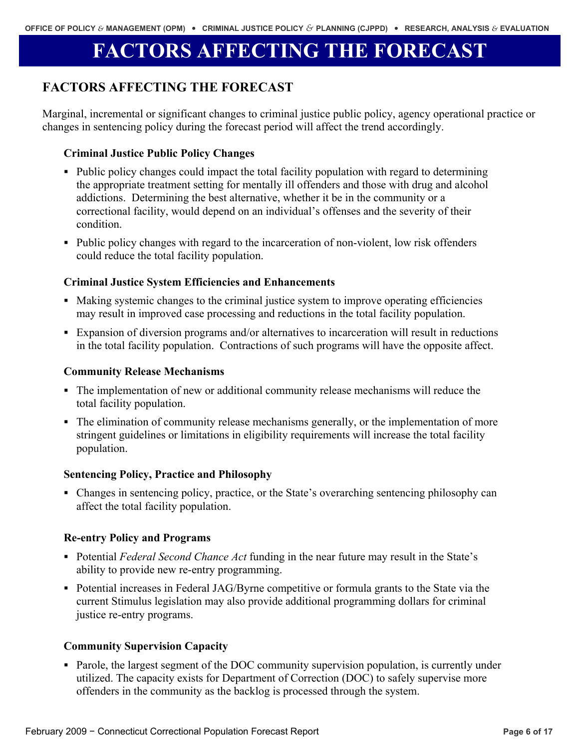# FACTORS AFFECTING THE FORECAST

## FACTORS AFFECTING THE FORECAST

Marginal, incremental or significant changes to criminal justice public policy, agency operational practice or changes in sentencing policy during the forecast period will affect the trend accordingly.

### Criminal Justice Public Policy Changes

- Public policy changes could impact the total facility population with regard to determining the appropriate treatment setting for mentally ill offenders and those with drug and alcohol addictions. Determining the best alternative, whether it be in the community or a correctional facility, would depend on an individual's offenses and the severity of their condition.
- Public policy changes with regard to the incarceration of non-violent, low risk offenders could reduce the total facility population.

### Criminal Justice System Efficiencies and Enhancements

- Making systemic changes to the criminal justice system to improve operating efficiencies may result in improved case processing and reductions in the total facility population.
- Expansion of diversion programs and/or alternatives to incarceration will result in reductions in the total facility population. Contractions of such programs will have the opposite affect.

### Community Release Mechanisms

- The implementation of new or additional community release mechanisms will reduce the total facility population.
- The elimination of community release mechanisms generally, or the implementation of more stringent guidelines or limitations in eligibility requirements will increase the total facility population.

### Sentencing Policy, Practice and Philosophy

- Changes in sentencing policy, practice, or the State's overarching sentencing philosophy can affect the total facility population.

### Re-entry Policy and Programs

- Potential *Federal Second Chance Act* funding in the near future may result in the State's ability to provide new re-entry programming.
- Potential increases in Federal JAG/Byrne competitive or formula grants to the State via the current Stimulus legislation may also provide additional programming dollars for criminal justice re-entry programs.

### Community Supervision Capacity

- Parole, the largest segment of the DOC community supervision population, is currently under utilized. The capacity exists for Department of Correction (DOC) to safely supervise more offenders in the community as the backlog is processed through the system.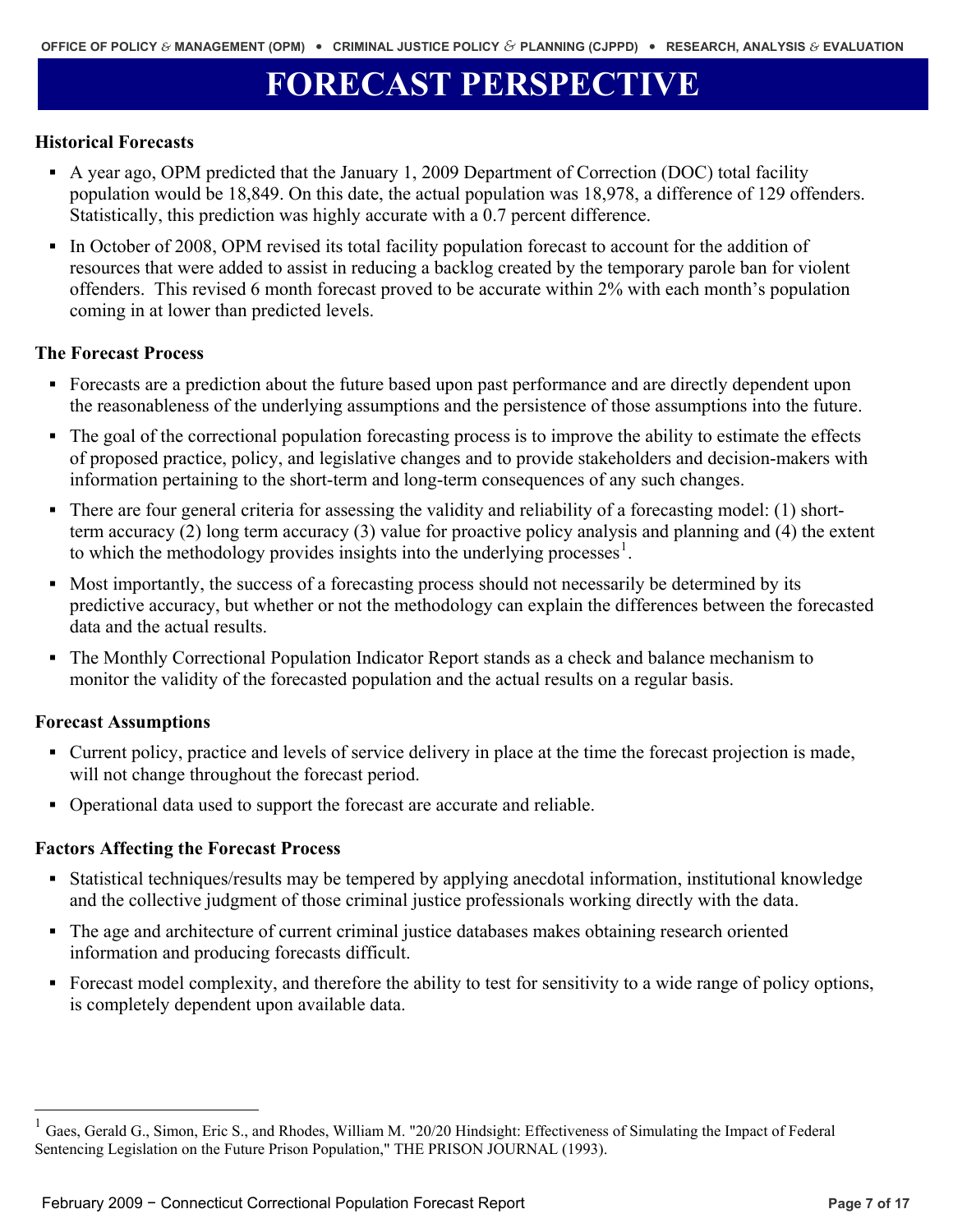# FORECAST PERSPECTIVE

## Historical Forecasts

- A year ago, OPM predicted that the January 1, 2009 Department of Correction (DOC) total facility population would be 18,849. On this date, the actual population was 18,978, a difference of 129 offenders. Statistically, this prediction was highly accurate with a 0.7 percent difference.
- In October of 2008, OPM revised its total facility population forecast to account for the addition of resources that were added to assist in reducing a backlog created by the temporary parole ban for violent offenders. This revised 6 month forecast proved to be accurate within 2% with each month's population coming in at lower than predicted levels.

## The Forecast Process

- Forecasts are a prediction about the future based upon past performance and are directly dependent upon the reasonableness of the underlying assumptions and the persistence of those assumptions into the future.
- The goal of the correctional population forecasting process is to improve the ability to estimate the effects of proposed practice, policy, and legislative changes and to provide stakeholders and decision-makers with information pertaining to the short-term and long-term consequences of any such changes.
- There are four general criteria for assessing the validity and reliability of a forecasting model: (1) short-term accuracy (2) long term accuracy (3) value for proactive policy analysis and planning and (4) the extent to which the methodology provides insights into the underlying processes[1].
- Most importantly, the success of a forecasting process should not necessarily be determined by its predictive accuracy, but whether or not the methodology can explain the differences between the forecasted data and the actual results.
- The Monthly Correctional Population Indicator Report stands as a check and balance mechanism to monitor the validity of the forecasted population and the actual results on a regular basis.

## Forecast Assumptions

- Current policy, practice and levels of service delivery in place at the time the forecast projection is made, will not change throughout the forecast period.
- Operational data used to support the forecast are accurate and reliable.

## Factors Affecting the Forecast Process

- Statistical techniques/results may be tempered by applying anecdotal information, institutional knowledge and the collective judgment of those criminal justice professionals working directly with the data.
- The age and architecture of current criminal justice databases makes obtaining research oriented information and producing forecasts difficult.
- Forecast model complexity, and therefore the ability to test for sensitivity to a wide range of policy options, is completely dependent upon available data.

---

[1] Gaes, Gerald G., Simon, Eric S., and Rhodes, William M. "20/20 Hindsight: Effectiveness of Simulating the Impact of Federal Sentencing Legislation on the Future Prison Population," THE PRISON JOURNAL (1993).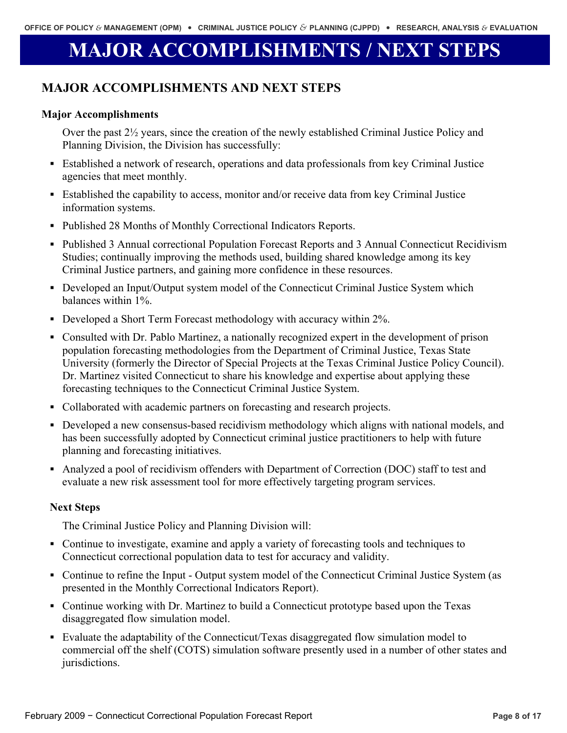# MAJOR ACCOMPLISHMENTS / NEXT STEPS

## MAJOR ACCOMPLISHMENTS AND NEXT STEPS

### Major Accomplishments

Over the past 2½ years, since the creation of the newly established Criminal Justice Policy and Planning Division, the Division has successfully:

- Established a network of research, operations and data professionals from key Criminal Justice agencies that meet monthly.
- Established the capability to access, monitor and/or receive data from key Criminal Justice information systems.
- Published 28 Months of Monthly Correctional Indicators Reports.
- Published 3 Annual correctional Population Forecast Reports and 3 Annual Connecticut Recidivism Studies; continually improving the methods used, building shared knowledge among its key Criminal Justice partners, and gaining more confidence in these resources.
- Developed an Input/Output system model of the Connecticut Criminal Justice System which balances within 1%.
- Developed a Short Term Forecast methodology with accuracy within 2%.
- Consulted with Dr. Pablo Martinez, a nationally recognized expert in the development of prison population forecasting methodologies from the Department of Criminal Justice, Texas State University (formerly the Director of Special Projects at the Texas Criminal Justice Policy Council). Dr. Martinez visited Connecticut to share his knowledge and expertise about applying these forecasting techniques to the Connecticut Criminal Justice System.
- Collaborated with academic partners on forecasting and research projects.
- Developed a new consensus-based recidivism methodology which aligns with national models, and has been successfully adopted by Connecticut criminal justice practitioners to help with future planning and forecasting initiatives.
- Analyzed a pool of recidivism offenders with Department of Correction (DOC) staff to test and evaluate a new risk assessment tool for more effectively targeting program services.

### Next Steps

The Criminal Justice Policy and Planning Division will:

- Continue to investigate, examine and apply a variety of forecasting tools and techniques to Connecticut correctional population data to test for accuracy and validity.
- Continue to refine the Input - Output system model of the Connecticut Criminal Justice System (as presented in the Monthly Correctional Indicators Report).
- Continue working with Dr. Martinez to build a Connecticut prototype based upon the Texas disaggregated flow simulation model.
- Evaluate the adaptability of the Connecticut/Texas disaggregated flow simulation model to commercial off the shelf (COTS) simulation software presently used in a number of other states and jurisdictions.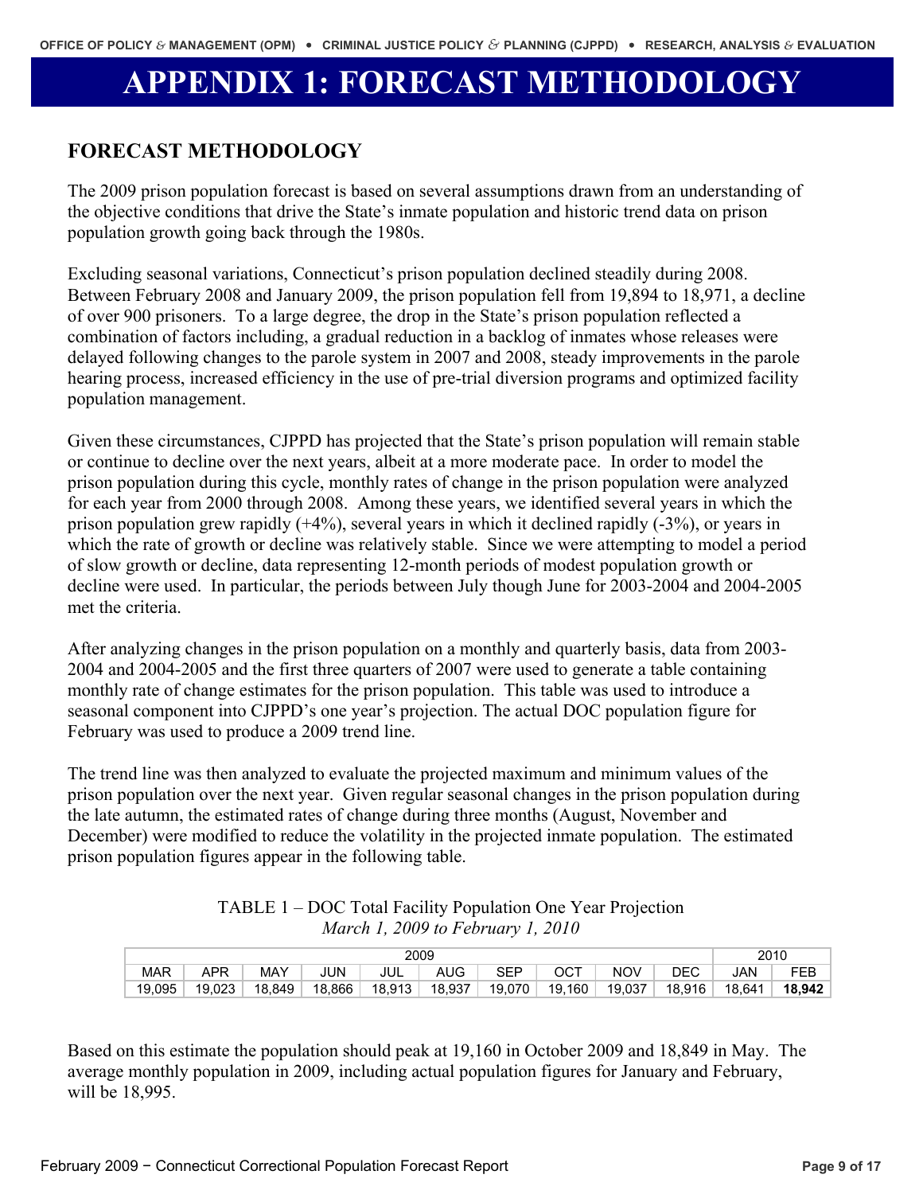# APPENDIX 1: FORECAST METHODOLOGY

## FORECAST METHODOLOGY

The 2009 prison population forecast is based on several assumptions drawn from an understanding of the objective conditions that drive the State's inmate population and historic trend data on prison population growth going back through the 1980s.

Excluding seasonal variations, Connecticut's prison population declined steadily during 2008. Between February 2008 and January 2009, the prison population fell from 19,894 to 18,971, a decline of over 900 prisoners. To a large degree, the drop in the State's prison population reflected a combination of factors including, a gradual reduction in a backlog of inmates whose releases were delayed following changes to the parole system in 2007 and 2008, steady improvements in the parole hearing process, increased efficiency in the use of pre-trial diversion programs and optimized facility population management.

Given these circumstances, CJPPD has projected that the State's prison population will remain stable or continue to decline over the next years, albeit at a more moderate pace. In order to model the prison population during this cycle, monthly rates of change in the prison population were analyzed for each year from 2000 through 2008. Among these years, we identified several years in which the prison population grew rapidly (+4%), several years in which it declined rapidly (-3%), or years in which the rate of growth or decline was relatively stable. Since we were attempting to model a period of slow growth or decline, data representing 12-month periods of modest population growth or decline were used. In particular, the periods between July though June for 2003-2004 and 2004-2005 met the criteria.

After analyzing changes in the prison population on a monthly and quarterly basis, data from 2003-2004 and 2004-2005 and the first three quarters of 2007 were used to generate a table containing monthly rate of change estimates for the prison population. This table was used to introduce a seasonal component into CJPPD's one year's projection. The actual DOC population figure for February was used to produce a 2009 trend line.

The trend line was then analyzed to evaluate the projected maximum and minimum values of the prison population over the next year. Given regular seasonal changes in the prison population during the late autumn, the estimated rates of change during three months (August, November and December) were modified to reduce the volatility in the projected inmate population. The estimated prison population figures appear in the following table.

TABLE 1 – DOC Total Facility Population One Year Projection
*March 1, 2009 to February 1, 2010*

| 2009 | | | | | | | | | | 2010 | |
|---|---|---|---|---|---|---|---|---|---|---|---|
| MAR | APR | MAY | JUN | JUL | AUG | SEP | OCT | NOV | DEC | JAN | FEB |
| 19,095 | 19,023 | 18,849 | 18,866 | 18,913 | 18,937 | 19,070 | 19,160 | 19,037 | 18,916 | 18,641 | **18,942** |

Based on this estimate the population should peak at 19,160 in October 2009 and 18,849 in May. The average monthly population in 2009, including actual population figures for January and February, will be 18,995.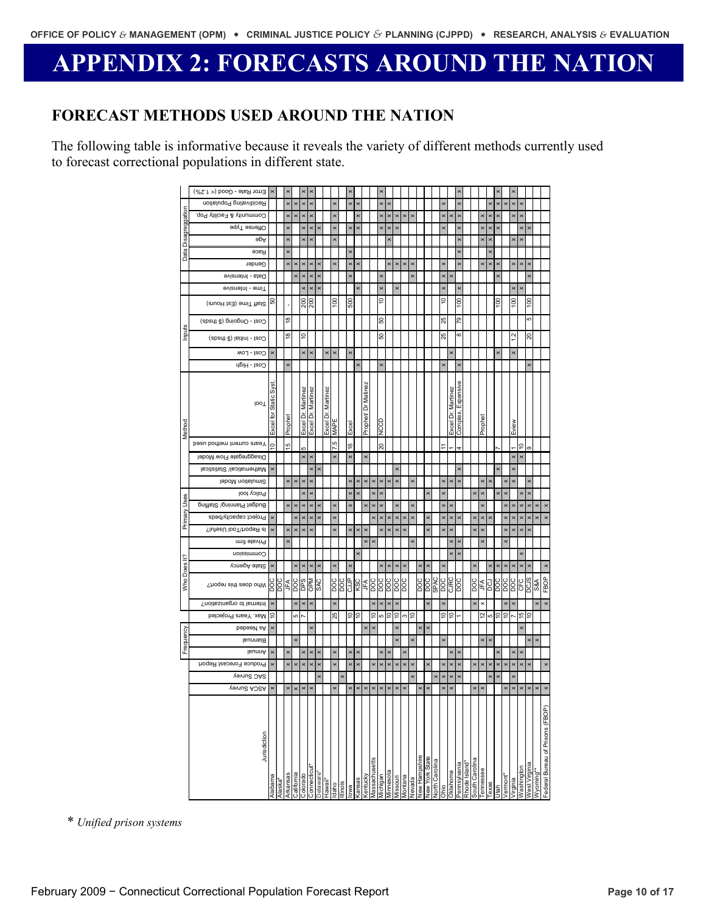# APPENDIX 2: FORECASTS AROUND THE NATION

## FORECAST METHODS USED AROUND THE NATION

The following table is informative because it reveals the variety of different methods currently used to forecast correctional populations in different state.

| | | | | Frequency | | | | Who Does It? | | | | | Primary Uses | | | | Method | | | | | Inputs | | | | | Data Disaggregation | | | | | | | | |
|---|---|---|---|---|---|---|---|---|---|---|---|---|---|---|---|---|---|---|---|---|---|---|---|---|---|---|---|---|---|---|---|---|---|---|---|
| Jurisdiction | ASCA Survey | SAC Survey | Produce Forecast Report | Annual | Biannual | As Needed | Max. Years Projected | Internal to organization? | Who does this report? | State Agency | Commission | Private firm | Is Report/Tool Useful? | Project capacity/beds | Budget Planning/ Staffing | Policy tool | Simulation Model | Mathematical/ Statistical | Disaggregate Flow Model | Years current method used | Tool | Cost - High | Cost - Low | Cost - Initial ($ thsds) | Cost - Ongoing ($ thsds) | Staff Time (Est Hours) | Time - Intensive | Data - Intensive | Gender | Race | Age | Offense Type | Community & Facility Pop. | Recidivating Population | Error Rate - Good (< 1.2%) |
| Alabama | x | | x | x | | x | 10 | x | DOC | x | | | x | x | | | | x | | 10 | Excel for Static Syst. | | x | | | 50 | | | | | | | | | x |
| Alaska* | | | | | | | | | DOC | | | | | | | | | | | | | | | | | | | | | | | | | | |
| Arkansas | x | | x | x | | | | | JFA | | | x | x | | x | | x | | | 15 | Prophet | x | | 18 | 18 | - | | | x | x | x | x | x | x | x |
| California | x | | x | | x | | 5 | x | DOC | x | | | x | x | x | | x | | | 5 | | | | 10 | | | | x | x | | | | x | x | |
| Colorado | x | | x | x | | | 7 | x | DPS | x | | | x | x | x | x | x | | x | | Excel Dr. Martinez | | x | | | 200 | x | x | x | | x | x | x | x | x |
| Connecticut* | x | | x | x | | x | | x | OPM | x | | | x | x | x | x | x | x | x | | Excel Dr. Martinez | | x | | | 200 | x | x | x | | x | x | x | x | x |
| Delaware* | | x | x | x | | | | | SAC | x | | | | x | x | | | x | | | | | | | | | x | x | x | | | x | | | |
| Hawaii* | | | | | | | | | | | | | | | | | | | | | Excel Dr. Martinez | | x | | | | | | | | | | | | |
| Idaho | x | | x | x | | | 25 | x | DOC | x | | | x | x | x | | | | x | 7.5 | MAPE | | x | | | 100 | | | x | | x | x | x | x | |
| Illinois | | x | | | | | | | DOC | | | | | | | | | | | | | | | | | | | | | | | | | | |
| Iowa | x | | x | x | | | 10 | | CJJP | x | | | x | | x | x | x | | x | 16 | Excel | | x | | | 500 | | x | x | x | | x | | x | x |
| Kansas | x | | x | x | | | 10 | | KSC | | x | | x | | | x | x | | | | | x | | | | | x | | x | | | x | x | x | |
| Kentucky | x | | | | | x | | | JFA | | | x | x | | x | | x | | x | | Prophet/ Dr Matinez | | | | | | | | | | | | | | |
| Massachusetts | x | | x | | | x | 10 | x | DOC | | | x | | x | x | x | x | | | | | | | | | | | | | | | | | | |
| Michigan | x | | x | x | | | 5 | x | DOC | x | | | x | x | x | x | x | | | 20 | NCCD | x | | 50 | 50 | 10 | x | x | | | | x | x | x | x |
| Minnesota | x | | x | x | | | 10 | x | DOC | x | | | x | x | | | x | | | | | | | | | | | | x | | x | x | x | x | |
| Missouri | x | | x | | x | x | 10 | x | DOC | x | | | x | x | x | | | x | | | | | | | | | x | | x | | | x | x | | |
| Montana | x | | x | x | | | 3 | | DOC | x | | | x | x | | | | | | | | | | | | | | | x | | | | x | | |
| Nevada | | x | x | | x | | 10 | | | | | x | | x | x | | x | | | | | | | | | | | x | x | | | | x | | |
| New Hampshire | x | | | | | x | | | DOC | x | | | | | | | | | | | | | | | | | | | | | | | | | |
| New York State | x | | x | | | x | | x | DOC | x | | | x | x | | x | | | | | | | | | | | | | | | | | | | |
| North Carolina | | x | | | | | | | SPAC | | | | | | | | | | | | | | | | | | | | | | | | | | |
| Ohio | x | x | x | | x | | 10 | x | DOC | x | | | x | x | x | x | x | | | 11 | Excel Dr. Martinez | x | | 25 | 25 | 10 | x | x | x | | | x | x | x | |
| Oklahoma | x | x | x | x | | | 10 | | CJRC | | x | x | x | x | x | | x | | | 1 | Excel Dr. Martinez | | x | | | | | x | | | | | x | | |
| Pennsylvania | | x | x | x | | | 1 | | DOC | | x | x | | x | | | x | x | | 4 | Complex, Expensive | x | | 8 | 79 | 100 | x | | x | x | x | x | x | x | x |
| Rhode Island* | | | | | | | | | | | | | | | | | | | | | | | | | | | | | | | | | | | |
| South Carolina | x | | x | | | | | x | DOC | x | | | x | x | | x | | | | | | | | | | | | | | | | | | | |
| Tennessee | x | | x | | x | | 12 | x | JFA | | | x | x | x | x | x | x | | | | Prophet | | | | | | | | x | | x | x | x | | |
| Texas | | x | x | | x | | 5 | | DCJ | x | | | | x | | | x | | | | | | | | | | | | x | x | x | x | x | x | |
| Utah | | x | x | x | | | 10 | | DOC | x | | | | | | x | | x | | 7 | | | x | | | 100 | | x | x | | | x | x | x | x |
| Vermont* | x | | x | | | | 10 | x | DOC | x | | x | | x | x | x | x | | | | | | | | | | | | | | | | | x | |
| Virginia | x | x | x | x | | | 7 | x | DOC | x | | | x | x | x | | x | x | x | 1 | Eview | | x | 1.2 | | 100 | x | | x | | x | | x | x | x |
| Washington | x | | x | x | | x | 15 | | CFC | x | x | | x | x | x | x | | | x | 10 | | | | | | | x | | x | | x | x | x | x | |
| West Virginia | x | | x | | x | | 10 | | DCJS | x | | | x | x | x | x | x | | | 9 | | x | | 20 | 5 | 100 | | x | x | | | x | | | |
| Wyoming* | x | | | | x | | | x | S&A | | | | | x | x | | | | | | | | | | | | | | | | | | | | |
| Federal Bureau of Prisons (FBOP) | x | | x | | | | | x | FBOP | x | | | | x | x | | | | | | | | | | | | | | | | | | | | |

\* *Unified prison systems*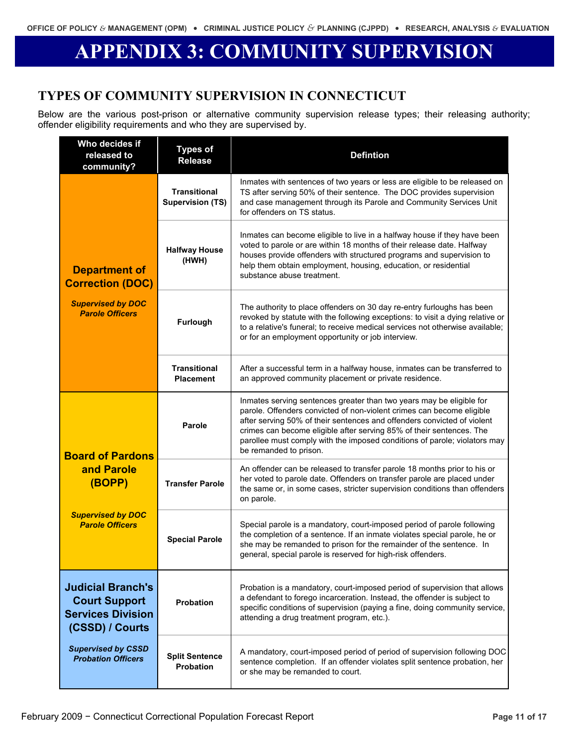# APPENDIX 3: COMMUNITY SUPERVISION

## TYPES OF COMMUNITY SUPERVISION IN CONNECTICUT

Below are the various post-prison or alternative community supervision release types; their releasing authority; offender eligibility requirements and who they are supervised by.

| Who decides if released to community? | Types of Release | Defintion |
|---|---|---|
| **Department of Correction (DOC)** *Supervised by DOC Parole Officers* | **Transitional Supervision (TS)** | Inmates with sentences of two years or less are eligible to be released on TS after serving 50% of their sentence. The DOC provides supervision and case management through its Parole and Community Services Unit for offenders on TS status. |
| | **Halfway House (HWH)** | Inmates can become eligible to live in a halfway house if they have been voted to parole or are within 18 months of their release date. Halfway houses provide offenders with structured programs and supervision to help them obtain employment, housing, education, or residential substance abuse treatment. |
| | **Furlough** | The authority to place offenders on 30 day re-entry furloughs has been revoked by statute with the following exceptions: to visit a dying relative or to a relative's funeral; to receive medical services not otherwise available; or for an employment opportunity or job interview. |
| | **Transitional Placement** | After a successful term in a halfway house, inmates can be transferred to an approved community placement or private residence. |
| **Board of Pardons and Parole (BOPP)** *Supervised by DOC Parole Officers* | **Parole** | Inmates serving sentences greater than two years may be eligible for parole. Offenders convicted of non-violent crimes can become eligible after serving 50% of their sentences and offenders convicted of violent crimes can become eligible after serving 85% of their sentences. The parollee must comply with the imposed conditions of parole; violators may be remanded to prison. |
| | **Transfer Parole** | An offender can be released to transfer parole 18 months prior to his or her voted to parole date. Offenders on transfer parole are placed under the same or, in some cases, stricter supervision conditions than offenders on parole. |
| | **Special Parole** | Special parole is a mandatory, court-imposed period of parole following the completion of a sentence. If an inmate violates special parole, he or she may be remanded to prison for the remainder of the sentence. In general, special parole is reserved for high-risk offenders. |
| **Judicial Branch's Court Support Services Division (CSSD) / Courts** *Supervised by CSSD Probation Officers* | **Probation** | Probation is a mandatory, court-imposed period of supervision that allows a defendant to forego incarceration. Instead, the offender is subject to specific conditions of supervision (paying a fine, doing community service, attending a drug treatment program, etc.). |
| | **Split Sentence Probation** | A mandatory, court-imposed period of period of supervision following DOC sentence completion. If an offender violates split sentence probation, her or she may be remanded to court. |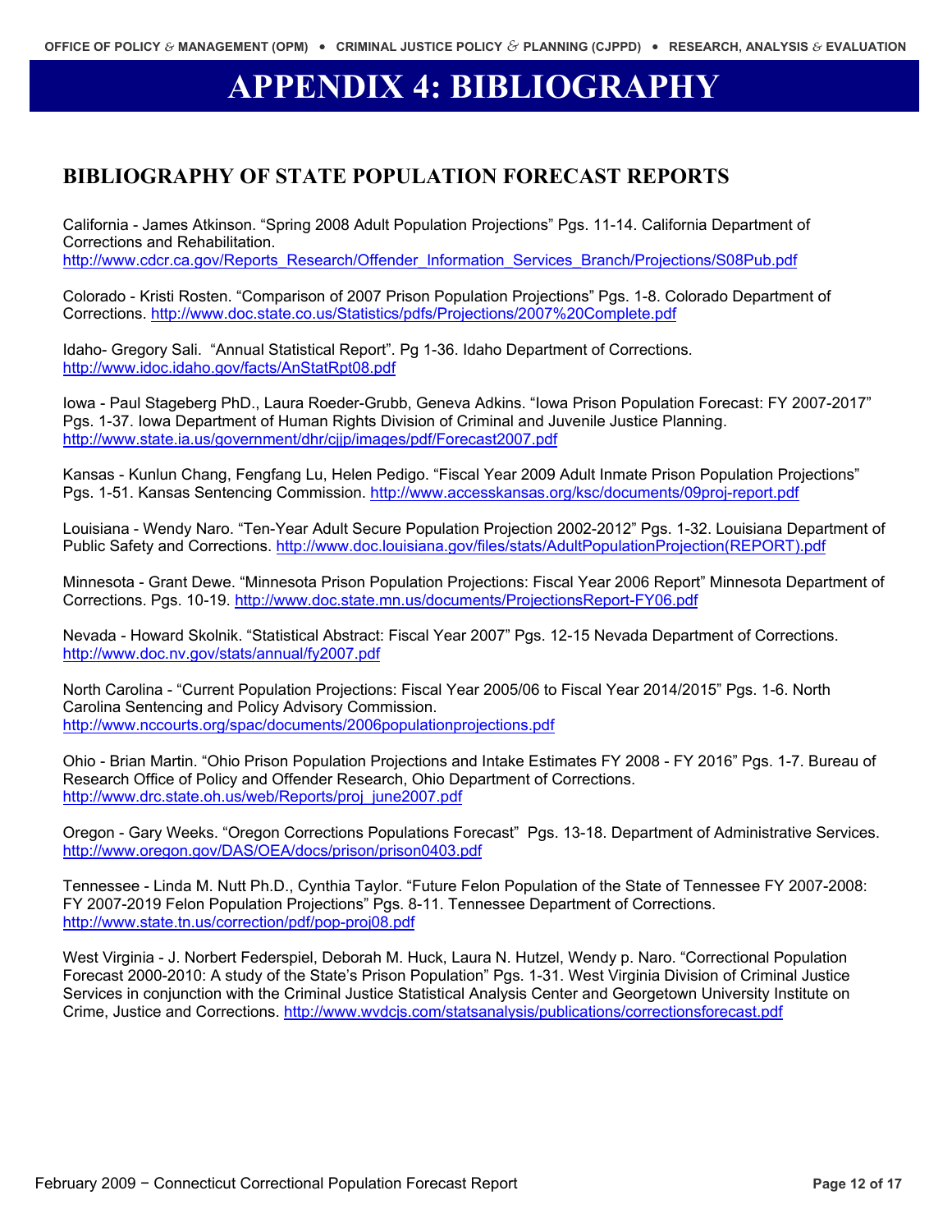# APPENDIX 4: BIBLIOGRAPHY

## BIBLIOGRAPHY OF STATE POPULATION FORECAST REPORTS

California - James Atkinson. “Spring 2008 Adult Population Projections” Pgs. 11-14. California Department of Corrections and Rehabilitation. http://www.cdcr.ca.gov/Reports_Research/Offender_Information_Services_Branch/Projections/S08Pub.pdf

Colorado - Kristi Rosten. “Comparison of 2007 Prison Population Projections” Pgs. 1-8. Colorado Department of Corrections. http://www.doc.state.co.us/Statistics/pdfs/Projections/2007%20Complete.pdf

Idaho- Gregory Sali. “Annual Statistical Report”. Pg 1-36. Idaho Department of Corrections. http://www.idoc.idaho.gov/facts/AnStatRpt08.pdf

Iowa - Paul Stageberg PhD., Laura Roeder-Grubb, Geneva Adkins. “Iowa Prison Population Forecast: FY 2007-2017” Pgs. 1-37. Iowa Department of Human Rights Division of Criminal and Juvenile Justice Planning. http://www.state.ia.us/government/dhr/cjjp/images/pdf/Forecast2007.pdf

Kansas - Kunlun Chang, Fengfang Lu, Helen Pedigo. “Fiscal Year 2009 Adult Inmate Prison Population Projections” Pgs. 1-51. Kansas Sentencing Commission. http://www.accesskansas.org/ksc/documents/09proj-report.pdf

Louisiana - Wendy Naro. “Ten-Year Adult Secure Population Projection 2002-2012” Pgs. 1-32. Louisiana Department of Public Safety and Corrections. http://www.doc.louisiana.gov/files/stats/AdultPopulationProjection(REPORT).pdf

Minnesota - Grant Dewe. “Minnesota Prison Population Projections: Fiscal Year 2006 Report” Minnesota Department of Corrections. Pgs. 10-19. http://www.doc.state.mn.us/documents/ProjectionsReport-FY06.pdf

Nevada - Howard Skolnik. “Statistical Abstract: Fiscal Year 2007” Pgs. 12-15 Nevada Department of Corrections. http://www.doc.nv.gov/stats/annual/fy2007.pdf

North Carolina - “Current Population Projections: Fiscal Year 2005/06 to Fiscal Year 2014/2015” Pgs. 1-6. North Carolina Sentencing and Policy Advisory Commission. http://www.nccourts.org/spac/documents/2006populationprojections.pdf

Ohio - Brian Martin. “Ohio Prison Population Projections and Intake Estimates FY 2008 - FY 2016” Pgs. 1-7. Bureau of Research Office of Policy and Offender Research, Ohio Department of Corrections. http://www.drc.state.oh.us/web/Reports/proj_june2007.pdf

Oregon - Gary Weeks. “Oregon Corrections Populations Forecast” Pgs. 13-18. Department of Administrative Services. http://www.oregon.gov/DAS/OEA/docs/prison/prison0403.pdf

Tennessee - Linda M. Nutt Ph.D., Cynthia Taylor. “Future Felon Population of the State of Tennessee FY 2007-2008: FY 2007-2019 Felon Population Projections” Pgs. 8-11. Tennessee Department of Corrections. http://www.state.tn.us/correction/pdf/pop-proj08.pdf

West Virginia - J. Norbert Federspiel, Deborah M. Huck, Laura N. Hutzel, Wendy p. Naro. “Correctional Population Forecast 2000-2010: A study of the State’s Prison Population” Pgs. 1-31. West Virginia Division of Criminal Justice Services in conjunction with the Criminal Justice Statistical Analysis Center and Georgetown University Institute on Crime, Justice and Corrections. http://www.wvdcjs.com/statsanalysis/publications/correctionsforecast.pdf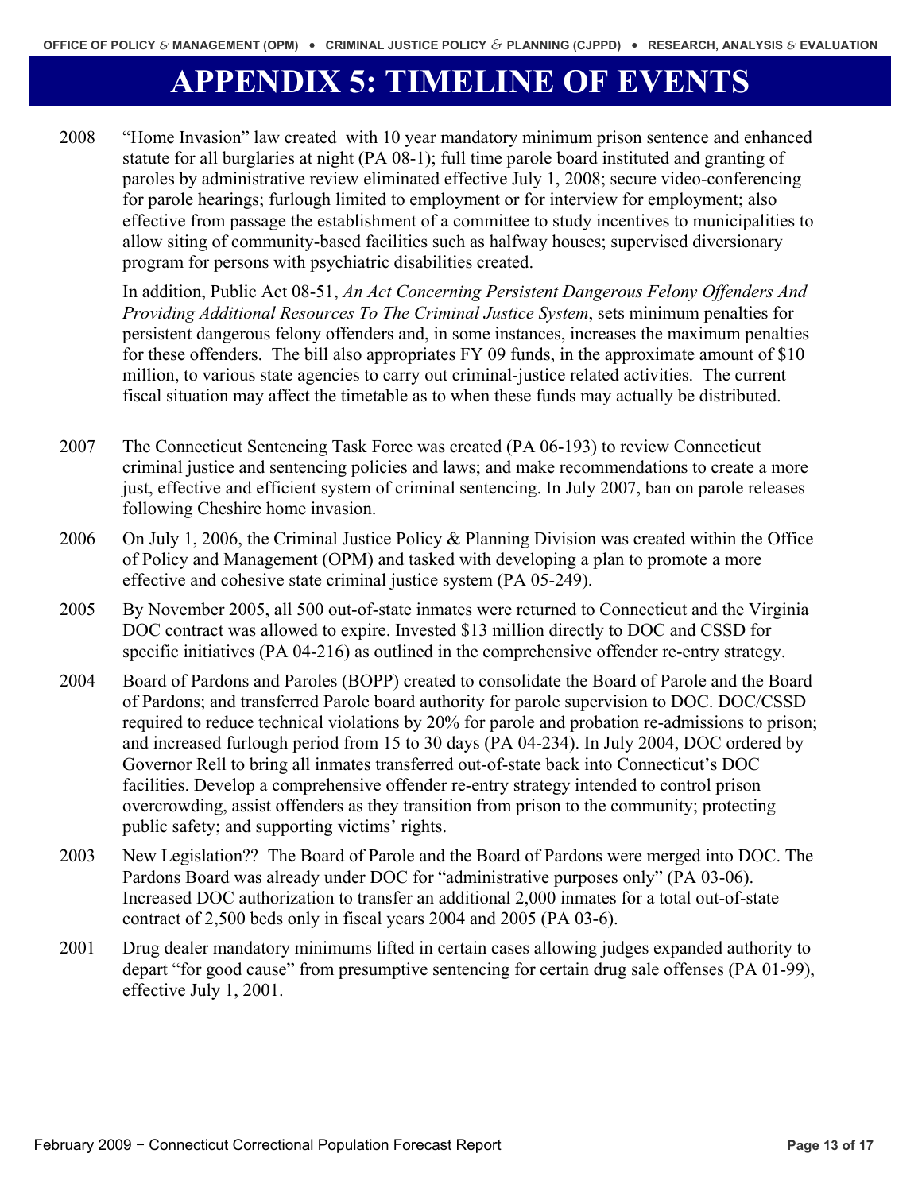# APPENDIX 5: TIMELINE OF EVENTS

2008 "Home Invasion" law created with 10 year mandatory minimum prison sentence and enhanced statute for all burglaries at night (PA 08-1); full time parole board instituted and granting of paroles by administrative review eliminated effective July 1, 2008; secure video-conferencing for parole hearings; furlough limited to employment or for interview for employment; also effective from passage the establishment of a committee to study incentives to municipalities to allow siting of community-based facilities such as halfway houses; supervised diversionary program for persons with psychiatric disabilities created.

In addition, Public Act 08-51, *An Act Concerning Persistent Dangerous Felony Offenders And Providing Additional Resources To The Criminal Justice System*, sets minimum penalties for persistent dangerous felony offenders and, in some instances, increases the maximum penalties for these offenders. The bill also appropriates FY 09 funds, in the approximate amount of $10 million, to various state agencies to carry out criminal-justice related activities. The current fiscal situation may affect the timetable as to when these funds may actually be distributed.

2007 The Connecticut Sentencing Task Force was created (PA 06-193) to review Connecticut criminal justice and sentencing policies and laws; and make recommendations to create a more just, effective and efficient system of criminal sentencing. In July 2007, ban on parole releases following Cheshire home invasion.

2006 On July 1, 2006, the Criminal Justice Policy & Planning Division was created within the Office of Policy and Management (OPM) and tasked with developing a plan to promote a more effective and cohesive state criminal justice system (PA 05-249).

2005 By November 2005, all 500 out-of-state inmates were returned to Connecticut and the Virginia DOC contract was allowed to expire. Invested $13 million directly to DOC and CSSD for specific initiatives (PA 04-216) as outlined in the comprehensive offender re-entry strategy.

2004 Board of Pardons and Paroles (BOPP) created to consolidate the Board of Parole and the Board of Pardons; and transferred Parole board authority for parole supervision to DOC. DOC/CSSD required to reduce technical violations by 20% for parole and probation re-admissions to prison; and increased furlough period from 15 to 30 days (PA 04-234). In July 2004, DOC ordered by Governor Rell to bring all inmates transferred out-of-state back into Connecticut's DOC facilities. Develop a comprehensive offender re-entry strategy intended to control prison overcrowding, assist offenders as they transition from prison to the community; protecting public safety; and supporting victims' rights.

2003 New Legislation?? The Board of Parole and the Board of Pardons were merged into DOC. The Pardons Board was already under DOC for "administrative purposes only" (PA 03-06). Increased DOC authorization to transfer an additional 2,000 inmates for a total out-of-state contract of 2,500 beds only in fiscal years 2004 and 2005 (PA 03-6).

2001 Drug dealer mandatory minimums lifted in certain cases allowing judges expanded authority to depart "for good cause" from presumptive sentencing for certain drug sale offenses (PA 01-99), effective July 1, 2001.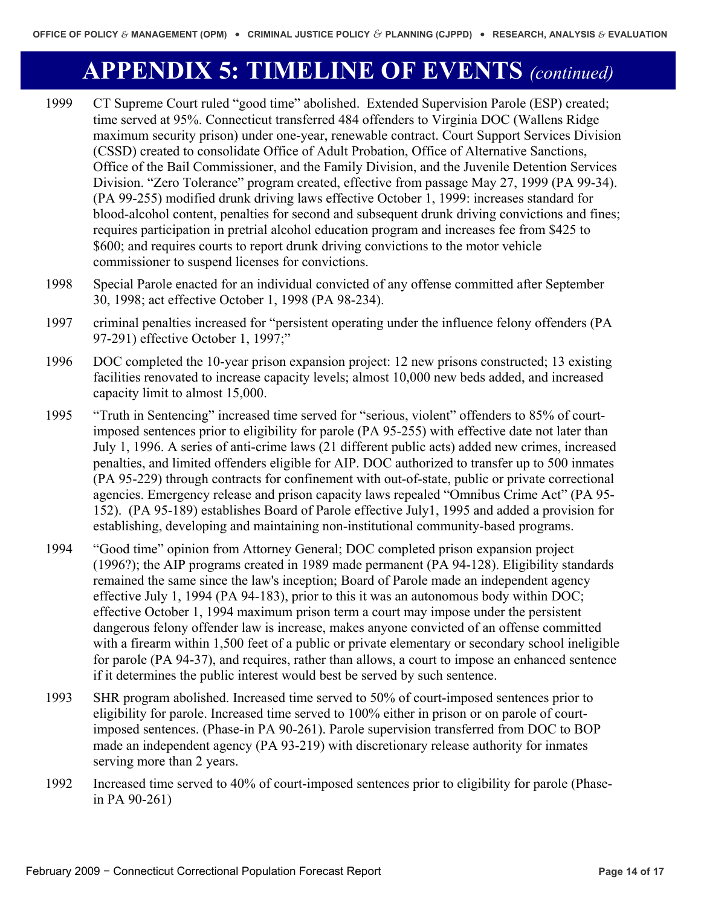# APPENDIX 5: TIMELINE OF EVENTS *(continued)*

1999 CT Supreme Court ruled "good time" abolished. Extended Supervision Parole (ESP) created; time served at 95%. Connecticut transferred 484 offenders to Virginia DOC (Wallens Ridge maximum security prison) under one-year, renewable contract. Court Support Services Division (CSSD) created to consolidate Office of Adult Probation, Office of Alternative Sanctions, Office of the Bail Commissioner, and the Family Division, and the Juvenile Detention Services Division. "Zero Tolerance" program created, effective from passage May 27, 1999 (PA 99-34). (PA 99-255) modified drunk driving laws effective October 1, 1999: increases standard for blood-alcohol content, penalties for second and subsequent drunk driving convictions and fines; requires participation in pretrial alcohol education program and increases fee from $425 to $600; and requires courts to report drunk driving convictions to the motor vehicle commissioner to suspend licenses for convictions.

1998 Special Parole enacted for an individual convicted of any offense committed after September 30, 1998; act effective October 1, 1998 (PA 98-234).

1997 criminal penalties increased for "persistent operating under the influence felony offenders (PA 97-291) effective October 1, 1997;"

1996 DOC completed the 10-year prison expansion project: 12 new prisons constructed; 13 existing facilities renovated to increase capacity levels; almost 10,000 new beds added, and increased capacity limit to almost 15,000.

1995 "Truth in Sentencing" increased time served for "serious, violent" offenders to 85% of court-imposed sentences prior to eligibility for parole (PA 95-255) with effective date not later than July 1, 1996. A series of anti-crime laws (21 different public acts) added new crimes, increased penalties, and limited offenders eligible for AIP. DOC authorized to transfer up to 500 inmates (PA 95-229) through contracts for confinement with out-of-state, public or private correctional agencies. Emergency release and prison capacity laws repealed "Omnibus Crime Act" (PA 95-152). (PA 95-189) establishes Board of Parole effective July1, 1995 and added a provision for establishing, developing and maintaining non-institutional community-based programs.

1994 "Good time" opinion from Attorney General; DOC completed prison expansion project (1996?); the AIP programs created in 1989 made permanent (PA 94-128). Eligibility standards remained the same since the law's inception; Board of Parole made an independent agency effective July 1, 1994 (PA 94-183), prior to this it was an autonomous body within DOC; effective October 1, 1994 maximum prison term a court may impose under the persistent dangerous felony offender law is increase, makes anyone convicted of an offense committed with a firearm within 1,500 feet of a public or private elementary or secondary school ineligible for parole (PA 94-37), and requires, rather than allows, a court to impose an enhanced sentence if it determines the public interest would best be served by such sentence.

1993 SHR program abolished. Increased time served to 50% of court-imposed sentences prior to eligibility for parole. Increased time served to 100% either in prison or on parole of court-imposed sentences. (Phase-in PA 90-261). Parole supervision transferred from DOC to BOP made an independent agency (PA 93-219) with discretionary release authority for inmates serving more than 2 years.

1992 Increased time served to 40% of court-imposed sentences prior to eligibility for parole (Phase-in PA 90-261)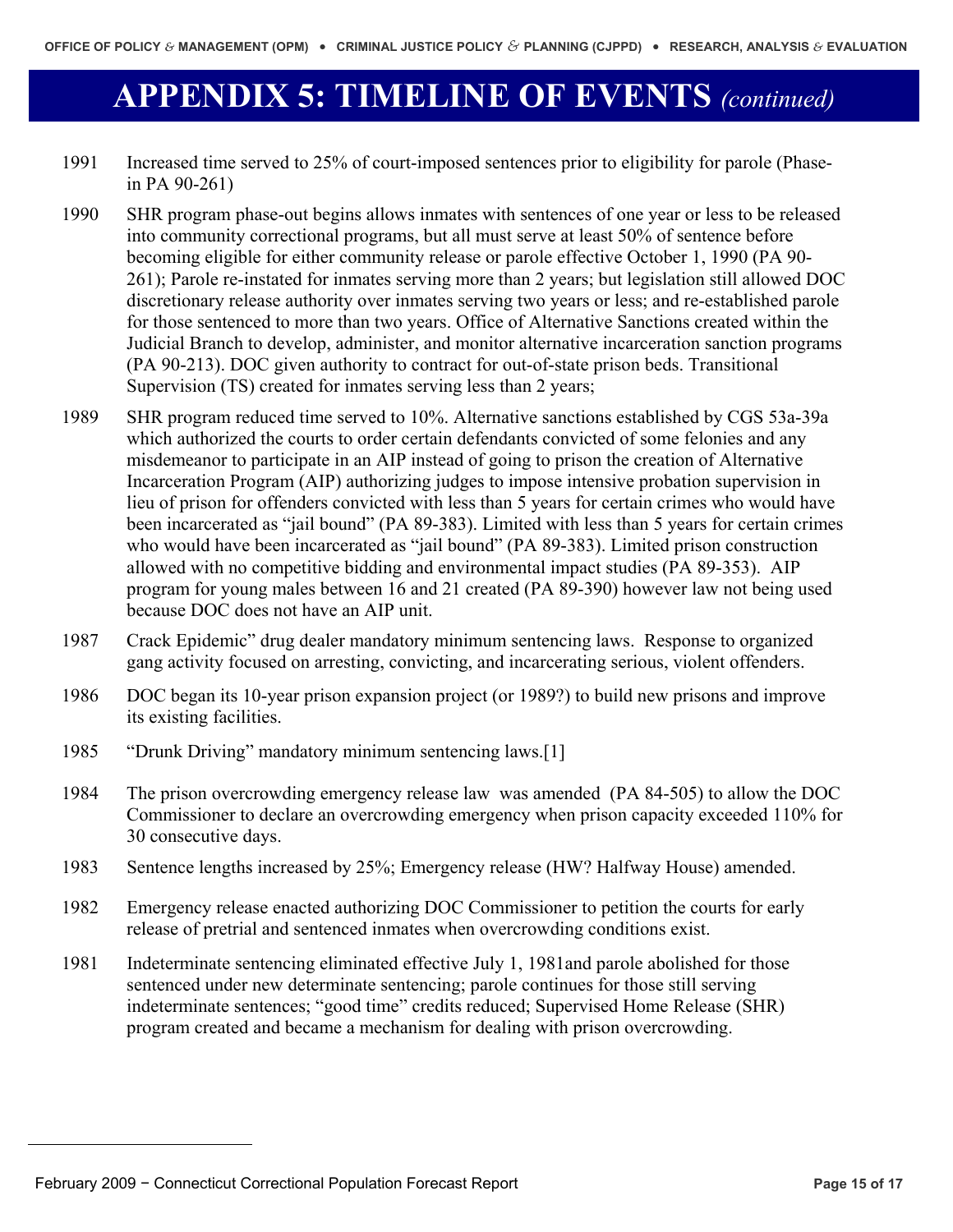# APPENDIX 5: TIMELINE OF EVENTS *(continued)*

1991 Increased time served to 25% of court-imposed sentences prior to eligibility for parole (Phase-in PA 90-261)

1990 SHR program phase-out begins allows inmates with sentences of one year or less to be released into community correctional programs, but all must serve at least 50% of sentence before becoming eligible for either community release or parole effective October 1, 1990 (PA 90-261); Parole re-instated for inmates serving more than 2 years; but legislation still allowed DOC discretionary release authority over inmates serving two years or less; and re-established parole for those sentenced to more than two years. Office of Alternative Sanctions created within the Judicial Branch to develop, administer, and monitor alternative incarceration sanction programs (PA 90-213). DOC given authority to contract for out-of-state prison beds. Transitional Supervision (TS) created for inmates serving less than 2 years;

1989 SHR program reduced time served to 10%. Alternative sanctions established by CGS 53a-39a which authorized the courts to order certain defendants convicted of some felonies and any misdemeanor to participate in an AIP instead of going to prison the creation of Alternative Incarceration Program (AIP) authorizing judges to impose intensive probation supervision in lieu of prison for offenders convicted with less than 5 years for certain crimes who would have been incarcerated as "jail bound" (PA 89-383). Limited with less than 5 years for certain crimes who would have been incarcerated as "jail bound" (PA 89-383). Limited prison construction allowed with no competitive bidding and environmental impact studies (PA 89-353). AIP program for young males between 16 and 21 created (PA 89-390) however law not being used because DOC does not have an AIP unit.

1987 Crack Epidemic" drug dealer mandatory minimum sentencing laws. Response to organized gang activity focused on arresting, convicting, and incarcerating serious, violent offenders.

1986 DOC began its 10-year prison expansion project (or 1989?) to build new prisons and improve its existing facilities.

1985 "Drunk Driving" mandatory minimum sentencing laws.[1]

1984 The prison overcrowding emergency release law was amended (PA 84-505) to allow the DOC Commissioner to declare an overcrowding emergency when prison capacity exceeded 110% for 30 consecutive days.

1983 Sentence lengths increased by 25%; Emergency release (HW? Halfway House) amended.

1982 Emergency release enacted authorizing DOC Commissioner to petition the courts for early release of pretrial and sentenced inmates when overcrowding conditions exist.

1981 Indeterminate sentencing eliminated effective July 1, 1981and parole abolished for those sentenced under new determinate sentencing; parole continues for those still serving indeterminate sentences; "good time" credits reduced; Supervised Home Release (SHR) program created and became a mechanism for dealing with prison overcrowding.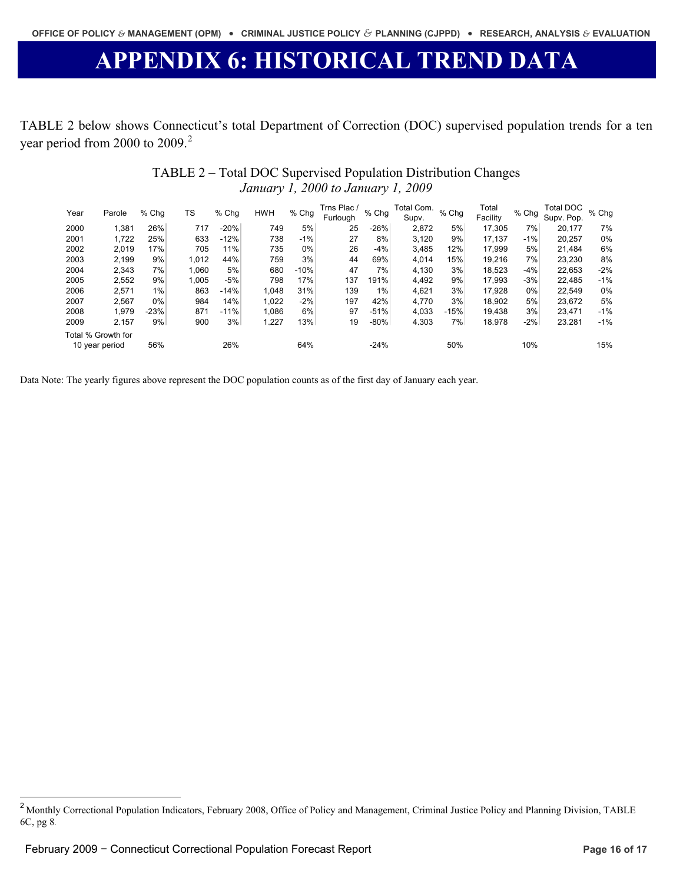# APPENDIX 6: HISTORICAL TREND DATA

TABLE 2 below shows Connecticut's total Department of Correction (DOC) supervised population trends for a ten year period from 2000 to 2009.[2]

TABLE 2 – Total DOC Supervised Population Distribution Changes
*January 1, 2000 to January 1, 2009*

| Year | Parole | % Chg | TS | % Chg | HWH | % Chg | Trns Plac / Furlough | % Chg | Total Com. Supv. | % Chg | Total Facility | % Chg | Total DOC Supv. Pop. | % Chg |
|---|---|---|---|---|---|---|---|---|---|---|---|---|---|---|
| 2000 | 1,381 | 26% | 717 | -20% | 749 | 5% | 25 | -26% | 2,872 | 5% | 17,305 | 7% | 20,177 | 7% |
| 2001 | 1,722 | 25% | 633 | -12% | 738 | -1% | 27 | 8% | 3,120 | 9% | 17,137 | -1% | 20,257 | 0% |
| 2002 | 2,019 | 17% | 705 | 11% | 735 | 0% | 26 | -4% | 3,485 | 12% | 17,999 | 5% | 21,484 | 6% |
| 2003 | 2,199 | 9% | 1,012 | 44% | 759 | 3% | 44 | 69% | 4,014 | 15% | 19,216 | 7% | 23,230 | 8% |
| 2004 | 2,343 | 7% | 1,060 | 5% | 680 | -10% | 47 | 7% | 4,130 | 3% | 18,523 | -4% | 22,653 | -2% |
| 2005 | 2,552 | 9% | 1,005 | -5% | 798 | 17% | 137 | 191% | 4,492 | 9% | 17,993 | -3% | 22,485 | -1% |
| 2006 | 2,571 | 1% | 863 | -14% | 1,048 | 31% | 139 | 1% | 4,621 | 3% | 17,928 | 0% | 22,549 | 0% |
| 2007 | 2,567 | 0% | 984 | 14% | 1,022 | -2% | 197 | 42% | 4,770 | 3% | 18,902 | 5% | 23,672 | 5% |
| 2008 | 1,979 | -23% | 871 | -11% | 1,086 | 6% | 97 | -51% | 4,033 | -15% | 19,438 | 3% | 23,471 | -1% |
| 2009 | 2,157 | 9% | 900 | 3% | 1,227 | 13% | 19 | -80% | 4,303 | 7% | 18,978 | -2% | 23,281 | -1% |
| Total % Growth for 10 year period | | 56% | | 26% | | 64% | | -24% | | 50% | | 10% | | 15% |

Data Note: The yearly figures above represent the DOC population counts as of the first day of January each year.

[2] Monthly Correctional Population Indicators, February 2008, Office of Policy and Management, Criminal Justice Policy and Planning Division, TABLE 6C, pg 8.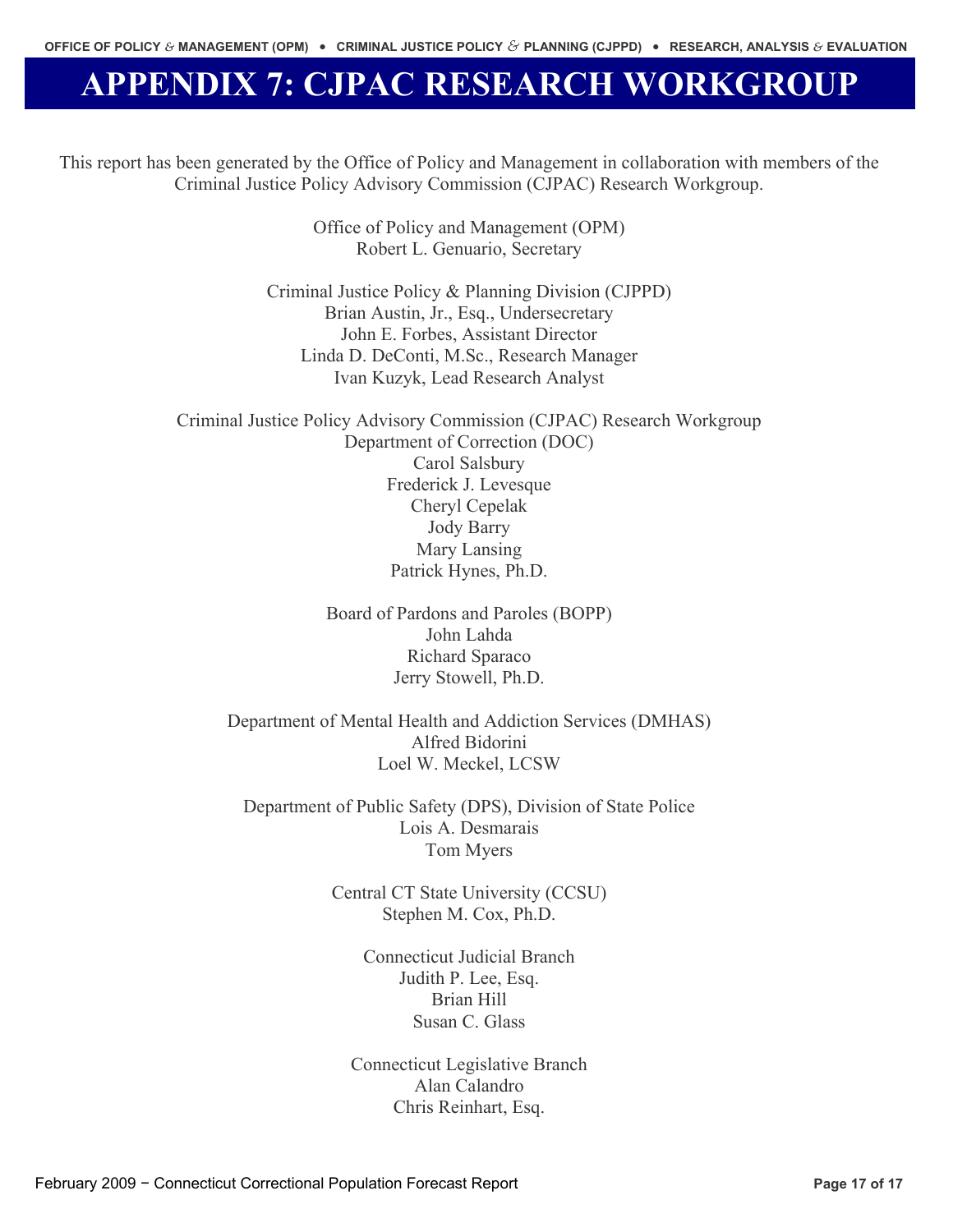# APPENDIX 7: CJPAC RESEARCH WORKGROUP

This report has been generated by the Office of Policy and Management in collaboration with members of the Criminal Justice Policy Advisory Commission (CJPAC) Research Workgroup.

Office of Policy and Management (OPM)
Robert L. Genuario, Secretary

Criminal Justice Policy & Planning Division (CJPPD)
Brian Austin, Jr., Esq., Undersecretary
John E. Forbes, Assistant Director
Linda D. DeConti, M.Sc., Research Manager
Ivan Kuzyk, Lead Research Analyst

Criminal Justice Policy Advisory Commission (CJPAC) Research Workgroup
Department of Correction (DOC)
Carol Salsbury
Frederick J. Levesque
Cheryl Cepelak
Jody Barry
Mary Lansing
Patrick Hynes, Ph.D.

Board of Pardons and Paroles (BOPP)
John Lahda
Richard Sparaco
Jerry Stowell, Ph.D.

Department of Mental Health and Addiction Services (DMHAS)
Alfred Bidorini
Loel W. Meckel, LCSW

Department of Public Safety (DPS), Division of State Police
Lois A. Desmarais
Tom Myers

Central CT State University (CCSU)
Stephen M. Cox, Ph.D.

Connecticut Judicial Branch
Judith P. Lee, Esq.
Brian Hill
Susan C. Glass

Connecticut Legislative Branch
Alan Calandro
Chris Reinhart, Esq.